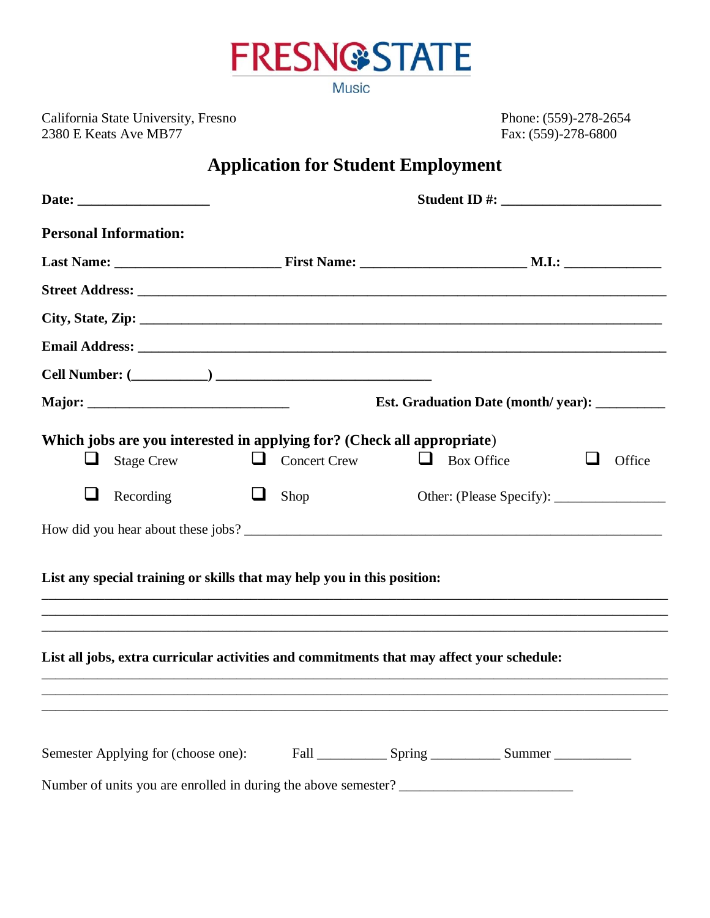FRESNO STATE

Music

California State University, Fresno
2380 E Keats Ave MB77

Phone: (559)-278-2654
Fax: (559)-278-6800

# Application for Student Employment

**Date:** ___________________ **Student ID #:** _______________________

**Personal Information:**

**Last Name:** _______________________ **First Name:** _______________________ **M.I.:** ______________

**Street Address:** ___________________________________________________________________________

**City, State, Zip:** __________________________________________________________________________

**Email Address:** ___________________________________________________________________________

**Cell Number: (__________)** _______________________________

**Major:** ____________________________ **Est. Graduation Date (month/ year):** __________

**Which jobs are you interested in applying for? (Check all appropriate)**

- ☐ Stage Crew
- ☐ Concert Crew
- ☐ Box Office
- ☐ Office
- ☐ Recording
- ☐ Shop
- Other: (Please Specify): ________________

How did you hear about these jobs? ____________________________________________________________

**List any special training or skills that may help you in this position:**

_____________________________________________________________________________________________
_____________________________________________________________________________________________
_____________________________________________________________________________________________

**List all jobs, extra curricular activities and commitments that may affect your schedule:**

_____________________________________________________________________________________________
_____________________________________________________________________________________________
_____________________________________________________________________________________________

Semester Applying for (choose one): Fall __________ Spring __________ Summer ___________

Number of units you are enrolled in during the above semester? ________________________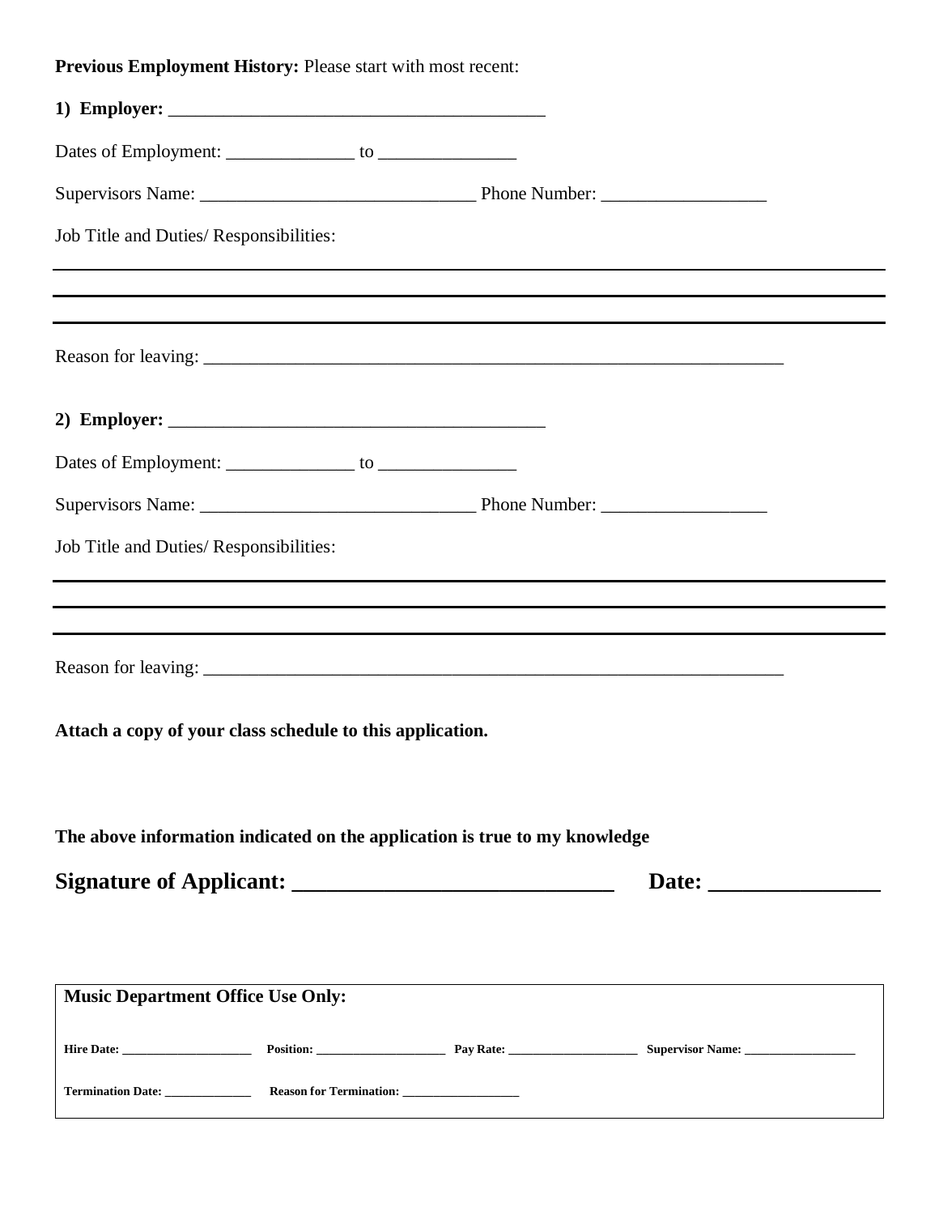**Previous Employment History:** Please start with most recent:

**1) Employer:** ________________________________________

Dates of Employment: _____________ to ______________

Supervisors Name: ____________________________ Phone Number: _________________

Job Title and Duties/ Responsibilities:

___

___

___

Reason for leaving: ___________________________________________________________

**2) Employer:** ________________________________________

Dates of Employment: _____________ to ______________

Supervisors Name: ____________________________ Phone Number: _________________

Job Title and Duties/ Responsibilities:

___

___

___

Reason for leaving: ___________________________________________________________

**Attach a copy of your class schedule to this application.**

**The above information indicated on the application is true to my knowledge**

**Signature of Applicant: ____________________________ Date: _______________**

| **Music Department Office Use Only:** | | | |
|---|---|---|---|
| **Hire Date:** ____________________ | **Position:** ____________________ | **Pay Rate:** ____________________ | **Supervisor Name:** _________________ |
| **Termination Date:** _____________ | **Reason for Termination:** __________________ | | |